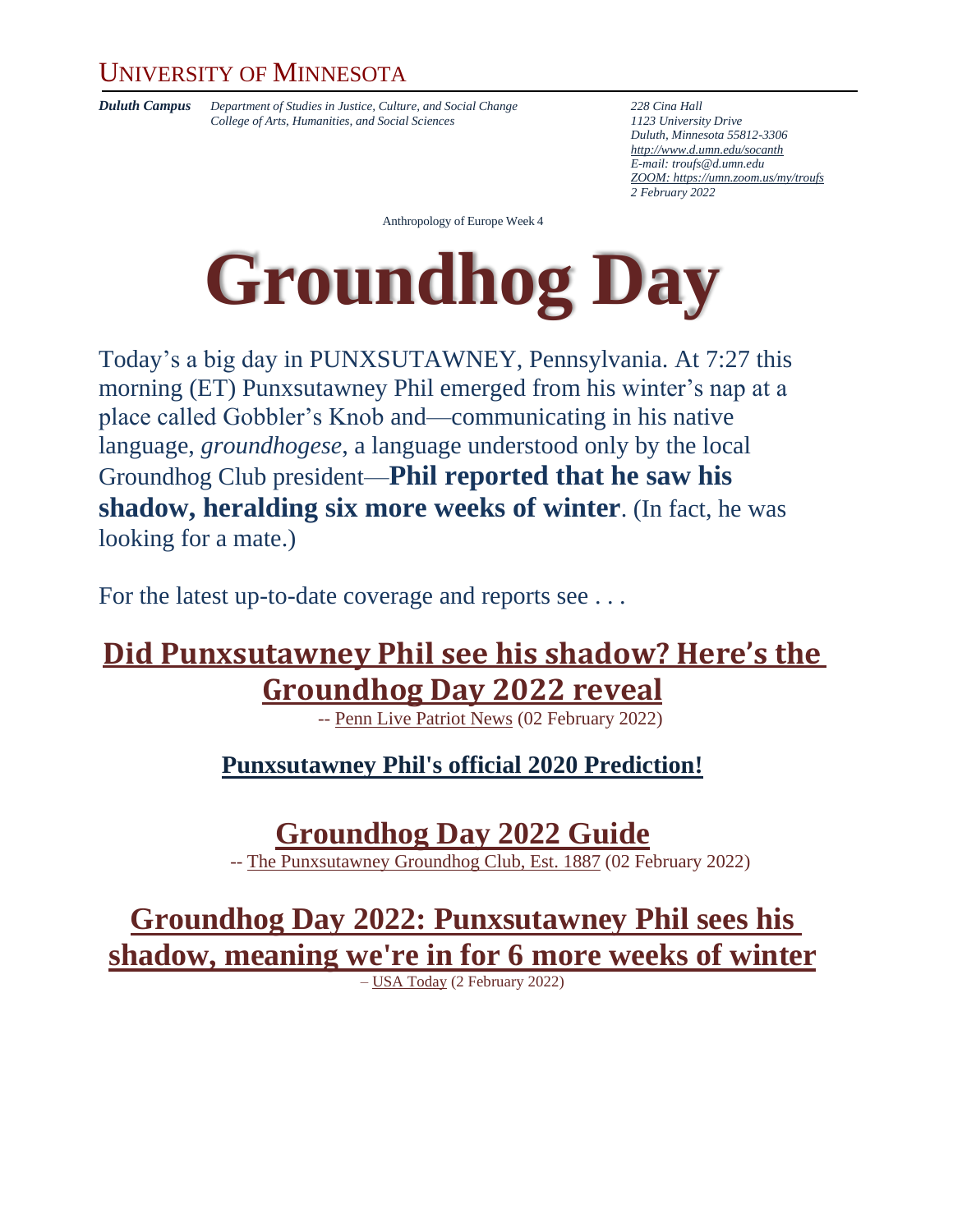UNIVERSITY OF MINNESOTA

***Duluth Campus*** *Department of Studies in Justice, Culture, and Social Change*
*College of Arts, Humanities, and Social Sciences*

*228 Cina Hall*
*1123 University Drive*
*Duluth, Minnesota 55812-3306*
*http://www.d.umn.edu/socanth*
*E-mail: troufs@d.umn.edu*
*ZOOM: https://umn.zoom.us/my/troufs*
*2 February 2022*

Anthropology of Europe Week 4

# Groundhog Day

Today's a big day in PUNXSUTAWNEY, Pennsylvania. At 7:27 this morning (ET) Punxsutawney Phil emerged from his winter's nap at a place called Gobbler's Knob and—communicating in his native language, *groundhogese*, a language understood only by the local Groundhog Club president—**Phil reported that he saw his shadow, heralding six more weeks of winter**. (In fact, he was looking for a mate.)

For the latest up-to-date coverage and reports see . . .

## Did Punxsutawney Phil see his shadow? Here's the Groundhog Day 2022 reveal

-- Penn Live Patriot News (02 February 2022)

### Punxsutawney Phil's official 2020 Prediction!

## Groundhog Day 2022 Guide

-- The Punxsutawney Groundhog Club, Est. 1887 (02 February 2022)

## Groundhog Day 2022: Punxsutawney Phil sees his shadow, meaning we're in for 6 more weeks of winter

– USA Today (2 February 2022)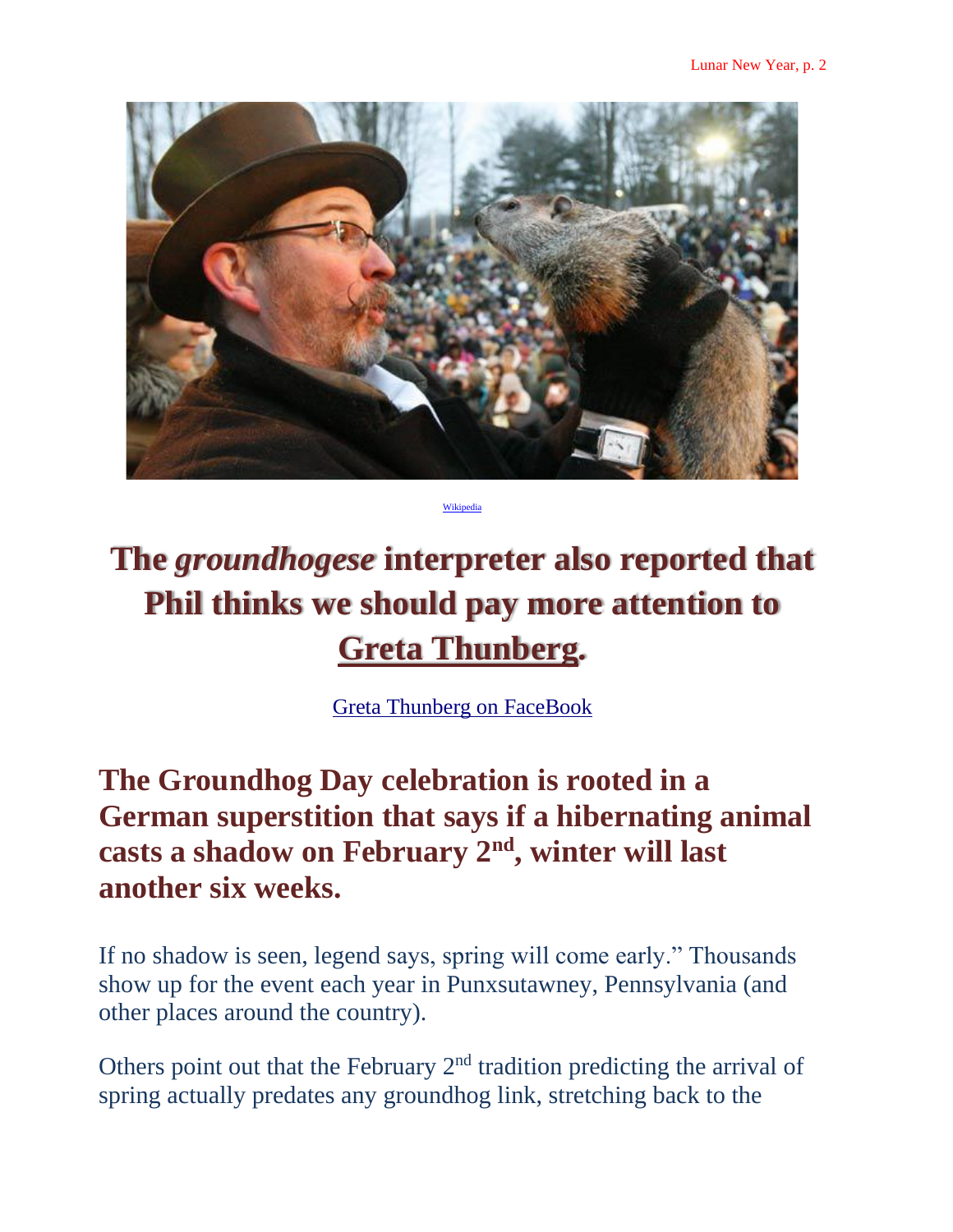Wikipedia

## The *groundhogese* interpreter also reported that Phil thinks we should pay more attention to Greta Thunberg.

Greta Thunberg on FaceBook

## The Groundhog Day celebration is rooted in a German superstition that says if a hibernating animal casts a shadow on February 2nd, winter will last another six weeks.

If no shadow is seen, legend says, spring will come early." Thousands show up for the event each year in Punxsutawney, Pennsylvania (and other places around the country).

Others point out that the February 2nd tradition predicting the arrival of spring actually predates any groundhog link, stretching back to the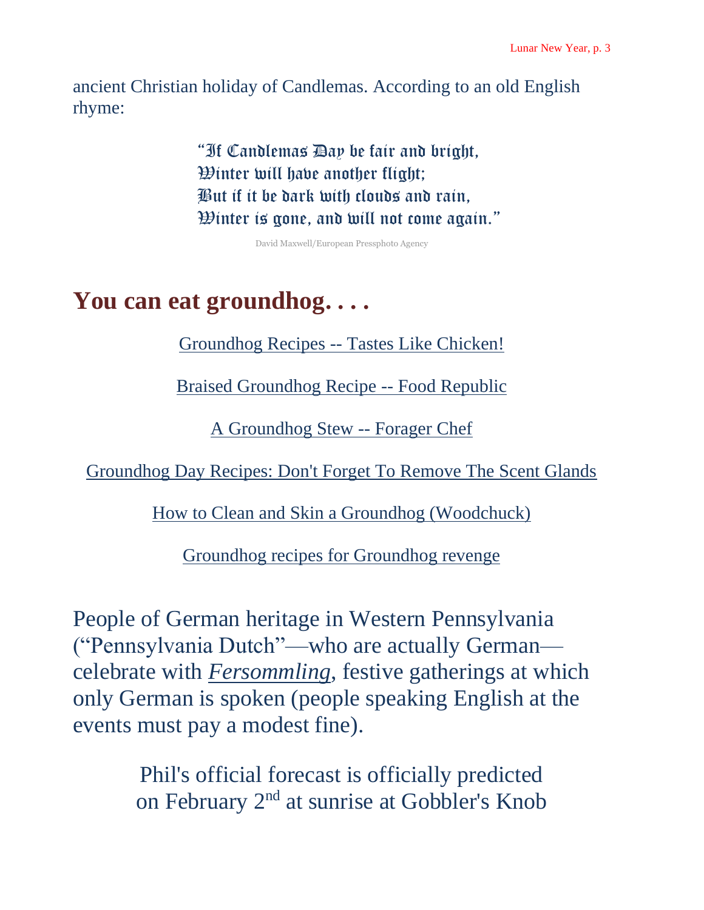ancient Christian holiday of Candlemas. According to an old English rhyme:

> "If Candlemas Day be fair and bright,
> Winter will have another flight;
> But if it be dark with clouds and rain,
> Winter is gone, and will not come again."

David Maxwell/European Pressphoto Agency

## You can eat groundhog. . . .

[Groundhog Recipes -- Tastes Like Chicken!]

[Braised Groundhog Recipe -- Food Republic]

[A Groundhog Stew -- Forager Chef]

[Groundhog Day Recipes: Don't Forget To Remove The Scent Glands]

[How to Clean and Skin a Groundhog (Woodchuck)]

[Groundhog recipes for Groundhog revenge]

People of German heritage in Western Pennsylvania ("Pennsylvania Dutch"—who are actually German—celebrate with *Fersommling*, festive gatherings at which only German is spoken (people speaking English at the events must pay a modest fine).

Phil's official forecast is officially predicted on February 2nd at sunrise at Gobbler's Knob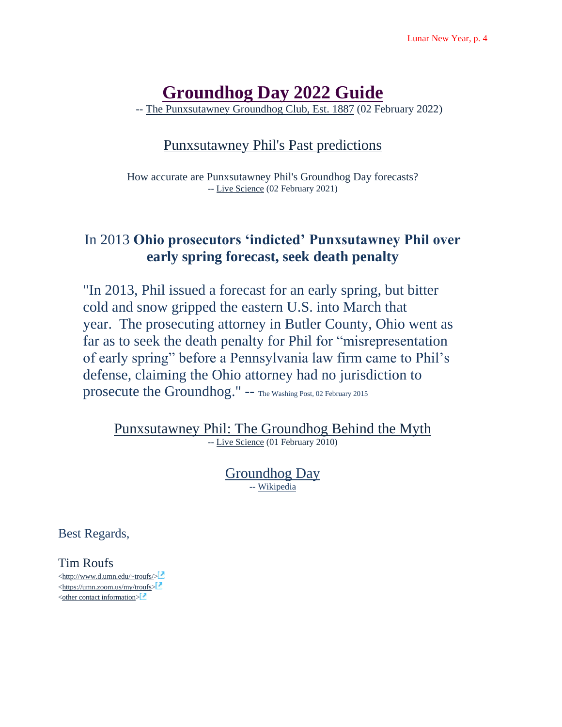# Groundhog Day 2022 Guide

-- The Punxsutawney Groundhog Club, Est. 1887 (02 February 2022)

Punxsutawney Phil's Past predictions

How accurate are Punxsutawney Phil's Groundhog Day forecasts?
-- Live Science (02 February 2021)

## In 2013 **Ohio prosecutors 'indicted' Punxsutawney Phil over early spring forecast, seek death penalty**

"In 2013, Phil issued a forecast for an early spring, but bitter cold and snow gripped the eastern U.S. into March that year. The prosecuting attorney in Butler County, Ohio went as far as to seek the death penalty for Phil for "misrepresentation of early spring" before a Pennsylvania law firm came to Phil's defense, claiming the Ohio attorney had no jurisdiction to prosecute the Groundhog." -- The Washing Post, 02 February 2015

Punxsutawney Phil: The Groundhog Behind the Myth
-- Live Science (01 February 2010)

Groundhog Day
-- Wikipedia

Best Regards,

Tim Roufs
<http://www.d.umn.edu/~troufs/>
<https://umn.zoom.us/my/troufs>
<other contact information>